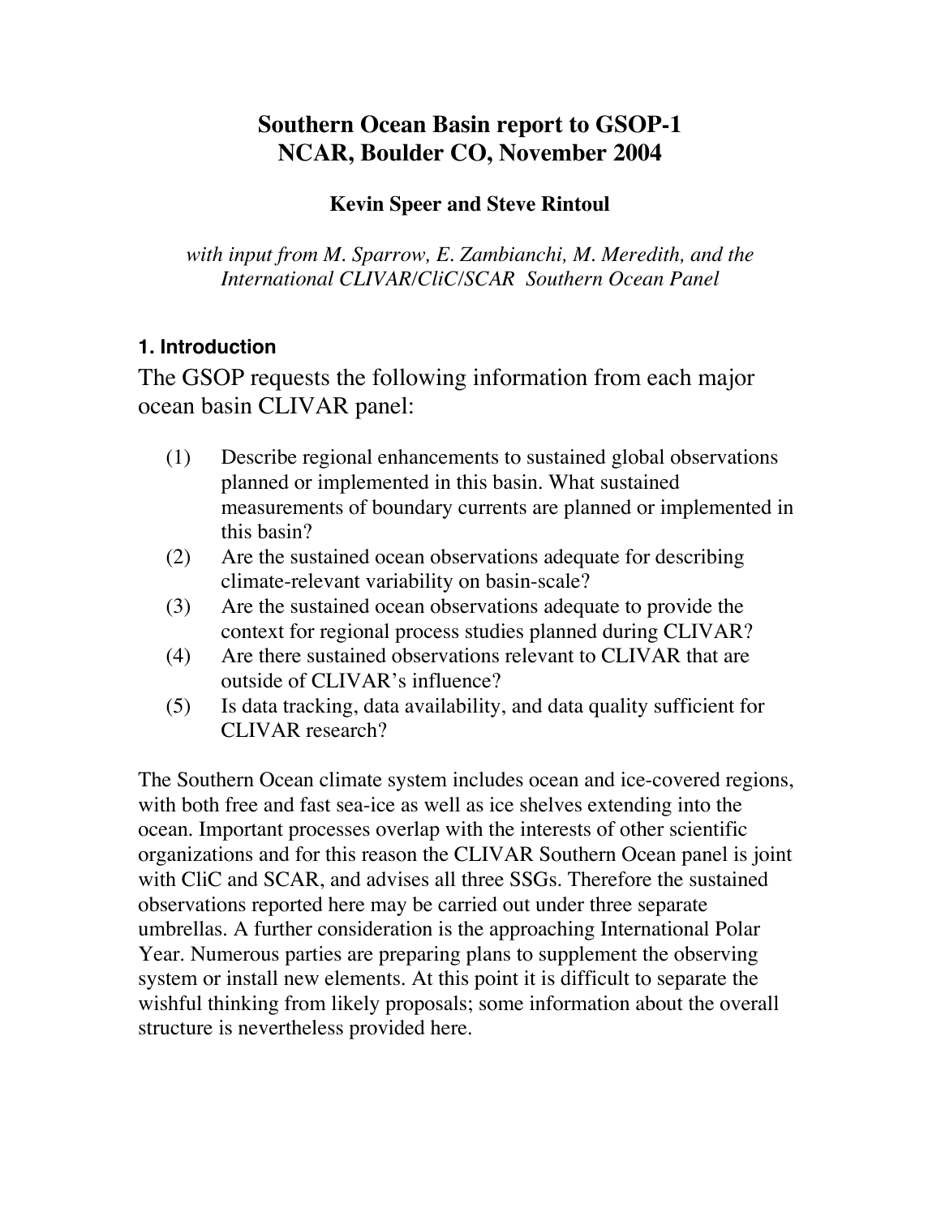# Southern Ocean Basin report to GSOP-1
# NCAR, Boulder CO, November 2004

**Kevin Speer and Steve Rintoul**

*with input from M. Sparrow, E. Zambianchi, M. Meredith, and the International CLIVAR/CliC/SCAR Southern Ocean Panel*

## 1. Introduction

The GSOP requests the following information from each major ocean basin CLIVAR panel:

(1) Describe regional enhancements to sustained global observations planned or implemented in this basin. What sustained measurements of boundary currents are planned or implemented in this basin?

(2) Are the sustained ocean observations adequate for describing climate-relevant variability on basin-scale?

(3) Are the sustained ocean observations adequate to provide the context for regional process studies planned during CLIVAR?

(4) Are there sustained observations relevant to CLIVAR that are outside of CLIVAR's influence?

(5) Is data tracking, data availability, and data quality sufficient for CLIVAR research?

The Southern Ocean climate system includes ocean and ice-covered regions, with both free and fast sea-ice as well as ice shelves extending into the ocean. Important processes overlap with the interests of other scientific organizations and for this reason the CLIVAR Southern Ocean panel is joint with CliC and SCAR, and advises all three SSGs. Therefore the sustained observations reported here may be carried out under three separate umbrellas. A further consideration is the approaching International Polar Year. Numerous parties are preparing plans to supplement the observing system or install new elements. At this point it is difficult to separate the wishful thinking from likely proposals; some information about the overall structure is nevertheless provided here.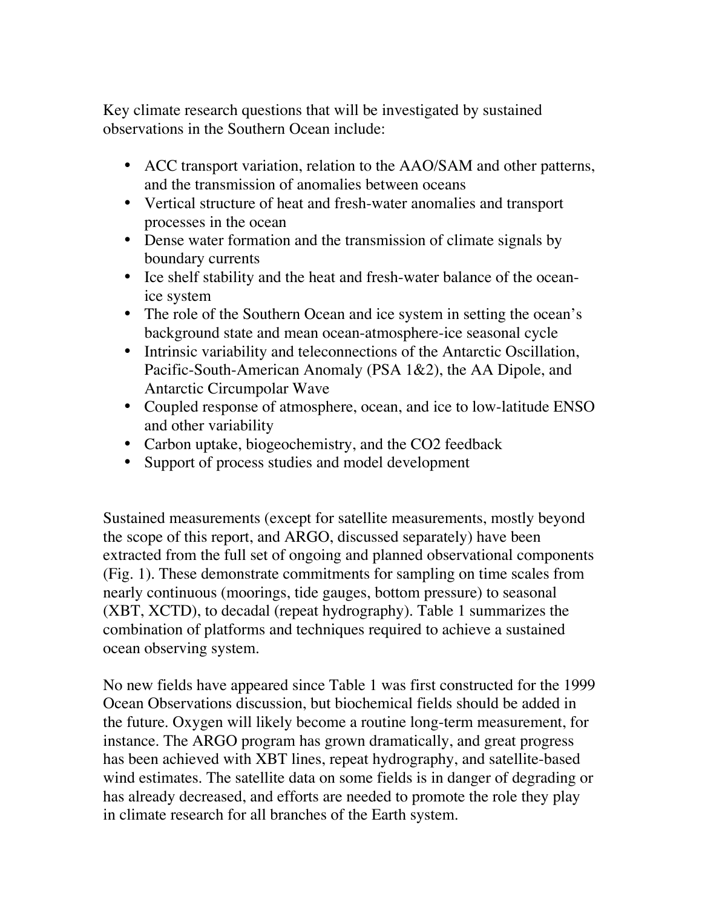Key climate research questions that will be investigated by sustained observations in the Southern Ocean include:

- ACC transport variation, relation to the AAO/SAM and other patterns, and the transmission of anomalies between oceans
- Vertical structure of heat and fresh-water anomalies and transport processes in the ocean
- Dense water formation and the transmission of climate signals by boundary currents
- Ice shelf stability and the heat and fresh-water balance of the ocean-ice system
- The role of the Southern Ocean and ice system in setting the ocean's background state and mean ocean-atmosphere-ice seasonal cycle
- Intrinsic variability and teleconnections of the Antarctic Oscillation, Pacific-South-American Anomaly (PSA 1&2), the AA Dipole, and Antarctic Circumpolar Wave
- Coupled response of atmosphere, ocean, and ice to low-latitude ENSO and other variability
- Carbon uptake, biogeochemistry, and the $CO_2$ feedback
- Support of process studies and model development

Sustained measurements (except for satellite measurements, mostly beyond the scope of this report, and ARGO, discussed separately) have been extracted from the full set of ongoing and planned observational components (Fig. 1). These demonstrate commitments for sampling on time scales from nearly continuous (moorings, tide gauges, bottom pressure) to seasonal (XBT, XCTD), to decadal (repeat hydrography). Table 1 summarizes the combination of platforms and techniques required to achieve a sustained ocean observing system.

No new fields have appeared since Table 1 was first constructed for the 1999 Ocean Observations discussion, but biochemical fields should be added in the future. Oxygen will likely become a routine long-term measurement, for instance. The ARGO program has grown dramatically, and great progress has been achieved with XBT lines, repeat hydrography, and satellite-based wind estimates. The satellite data on some fields is in danger of degrading or has already decreased, and efforts are needed to promote the role they play in climate research for all branches of the Earth system.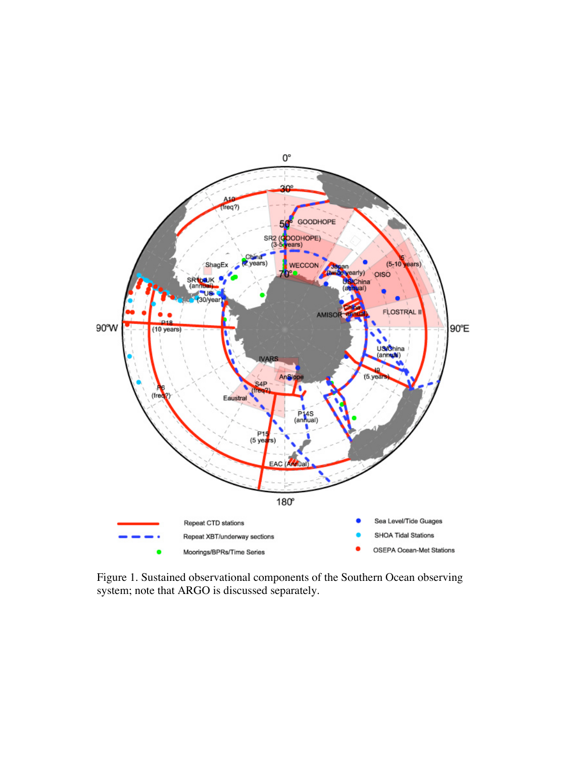Figure 1. Sustained observational components of the Southern Ocean observing system; note that ARGO is discussed separately.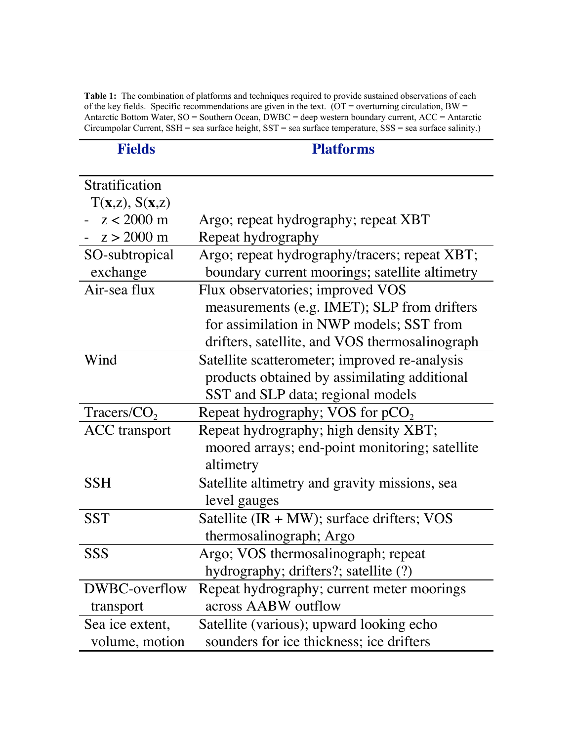**Table 1:** The combination of platforms and techniques required to provide sustained observations of each of the key fields. Specific recommendations are given in the text. (OT = overturning circulation, BW = Antarctic Bottom Water, SO = Southern Ocean, DWBC = deep western boundary current, ACC = Antarctic Circumpolar Current, SSH = sea surface height, SST = sea surface temperature, SSS = sea surface salinity.)

| Fields | Platforms |
|---|---|
| Stratification $T(\mathbf{x},z)$, $S(\mathbf{x},z)$ | |
| - $z < 2000$ m | Argo; repeat hydrography; repeat XBT |
| - $z > 2000$ m | Repeat hydrography |
| SO-subtropical exchange | Argo; repeat hydrography/tracers; repeat XBT; boundary current moorings; satellite altimetry |
| Air-sea flux | Flux observatories; improved VOS measurements (e.g. IMET); SLP from drifters for assimilation in NWP models; SST from drifters, satellite, and VOS thermosalinograph |
| Wind | Satellite scatterometer; improved re-analysis products obtained by assimilating additional SST and SLP data; regional models |
| Tracers/$CO_2$ | Repeat hydrography; VOS for $pCO_2$ |
| ACC transport | Repeat hydrography; high density XBT; moored arrays; end-point monitoring; satellite altimetry |
| SSH | Satellite altimetry and gravity missions, sea level gauges |
| SST | Satellite (IR + MW); surface drifters; VOS thermosalinograph; Argo |
| SSS | Argo; VOS thermosalinograph; repeat hydrography; drifters?; satellite (?) |
| DWBC-overflow transport | Repeat hydrography; current meter moorings across AABW outflow |
| Sea ice extent, volume, motion | Satellite (various); upward looking echo sounders for ice thickness; ice drifters |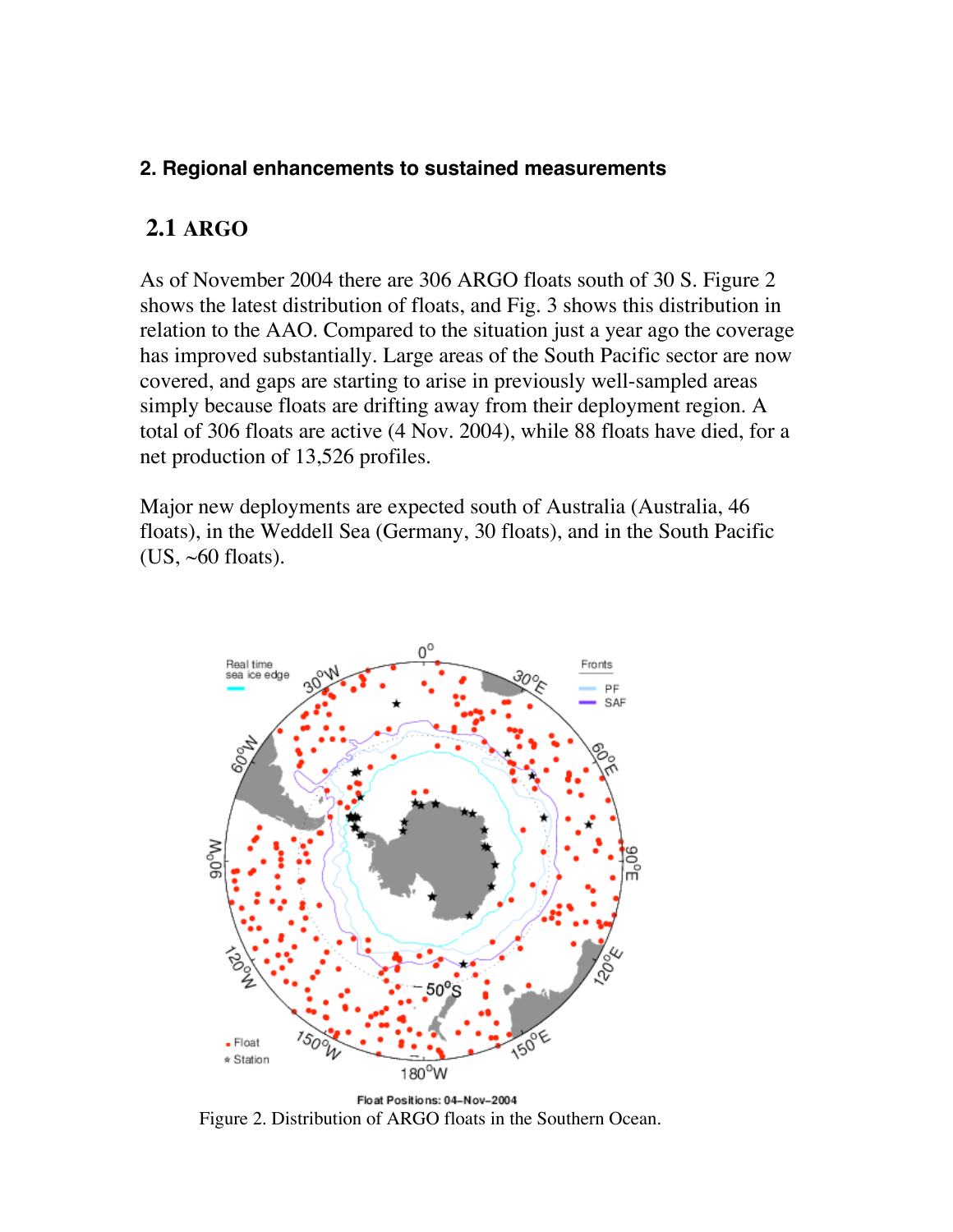## 2. Regional enhancements to sustained measurements

### 2.1 ARGO

As of November 2004 there are 306 ARGO floats south of 30 S. Figure 2 shows the latest distribution of floats, and Fig. 3 shows this distribution in relation to the AAO. Compared to the situation just a year ago the coverage has improved substantially. Large areas of the South Pacific sector are now covered, and gaps are starting to arise in previously well-sampled areas simply because floats are drifting away from their deployment region. A total of 306 floats are active (4 Nov. 2004), while 88 floats have died, for a net production of 13,526 profiles.

Major new deployments are expected south of Australia (Australia, 46 floats), in the Weddell Sea (Germany, 30 floats), and in the South Pacific (US, ~60 floats).

Float Positions: 04-Nov-2004

Figure 2. Distribution of ARGO floats in the Southern Ocean.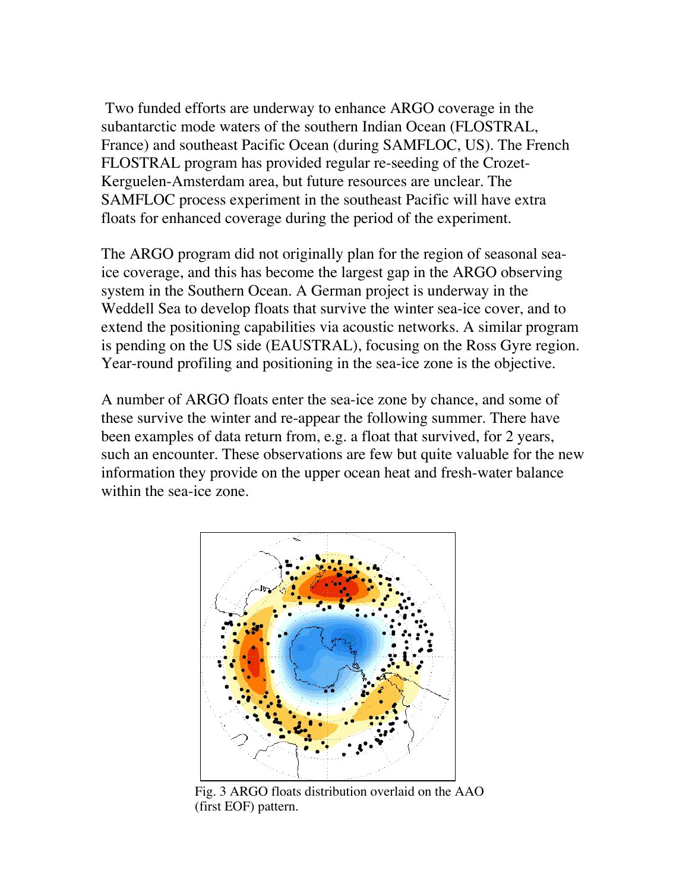Two funded efforts are underway to enhance ARGO coverage in the subantarctic mode waters of the southern Indian Ocean (FLOSTRAL, France) and southeast Pacific Ocean (during SAMFLOC, US). The French FLOSTRAL program has provided regular re-seeding of the Crozet-Kerguelen-Amsterdam area, but future resources are unclear. The SAMFLOC process experiment in the southeast Pacific will have extra floats for enhanced coverage during the period of the experiment.

The ARGO program did not originally plan for the region of seasonal sea-ice coverage, and this has become the largest gap in the ARGO observing system in the Southern Ocean. A German project is underway in the Weddell Sea to develop floats that survive the winter sea-ice cover, and to extend the positioning capabilities via acoustic networks. A similar program is pending on the US side (EAUSTRAL), focusing on the Ross Gyre region. Year-round profiling and positioning in the sea-ice zone is the objective.

A number of ARGO floats enter the sea-ice zone by chance, and some of these survive the winter and re-appear the following summer. There have been examples of data return from, e.g. a float that survived, for 2 years, such an encounter. These observations are few but quite valuable for the new information they provide on the upper ocean heat and fresh-water balance within the sea-ice zone.

Fig. 3 ARGO floats distribution overlaid on the AAO (first EOF) pattern.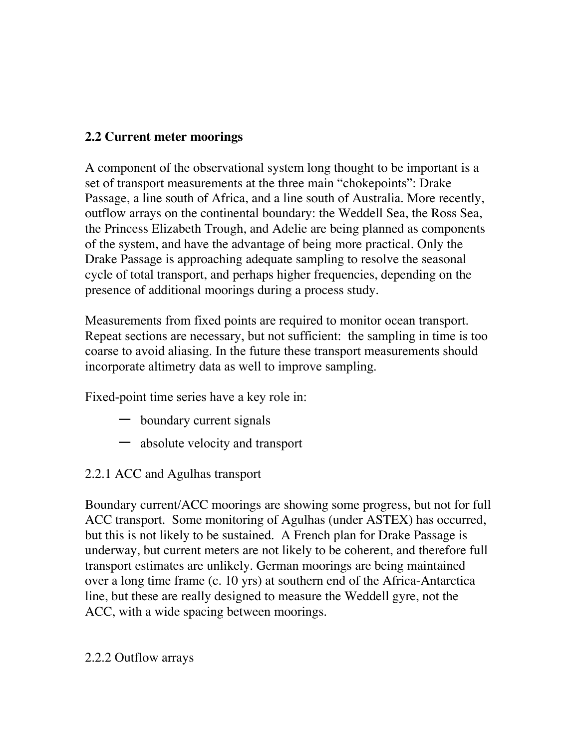## 2.2 Current meter moorings

A component of the observational system long thought to be important is a set of transport measurements at the three main "chokepoints": Drake Passage, a line south of Africa, and a line south of Australia. More recently, outflow arrays on the continental boundary: the Weddell Sea, the Ross Sea, the Princess Elizabeth Trough, and Adelie are being planned as components of the system, and have the advantage of being more practical. Only the Drake Passage is approaching adequate sampling to resolve the seasonal cycle of total transport, and perhaps higher frequencies, depending on the presence of additional moorings during a process study.

Measurements from fixed points are required to monitor ocean transport. Repeat sections are necessary, but not sufficient: the sampling in time is too coarse to avoid aliasing. In the future these transport measurements should incorporate altimetry data as well to improve sampling.

Fixed-point time series have a key role in:

- boundary current signals
- absolute velocity and transport

### 2.2.1 ACC and Agulhas transport

Boundary current/ACC moorings are showing some progress, but not for full ACC transport. Some monitoring of Agulhas (under ASTEX) has occurred, but this is not likely to be sustained. A French plan for Drake Passage is underway, but current meters are not likely to be coherent, and therefore full transport estimates are unlikely. German moorings are being maintained over a long time frame (c. 10 yrs) at southern end of the Africa-Antarctica line, but these are really designed to measure the Weddell gyre, not the ACC, with a wide spacing between moorings.

### 2.2.2 Outflow arrays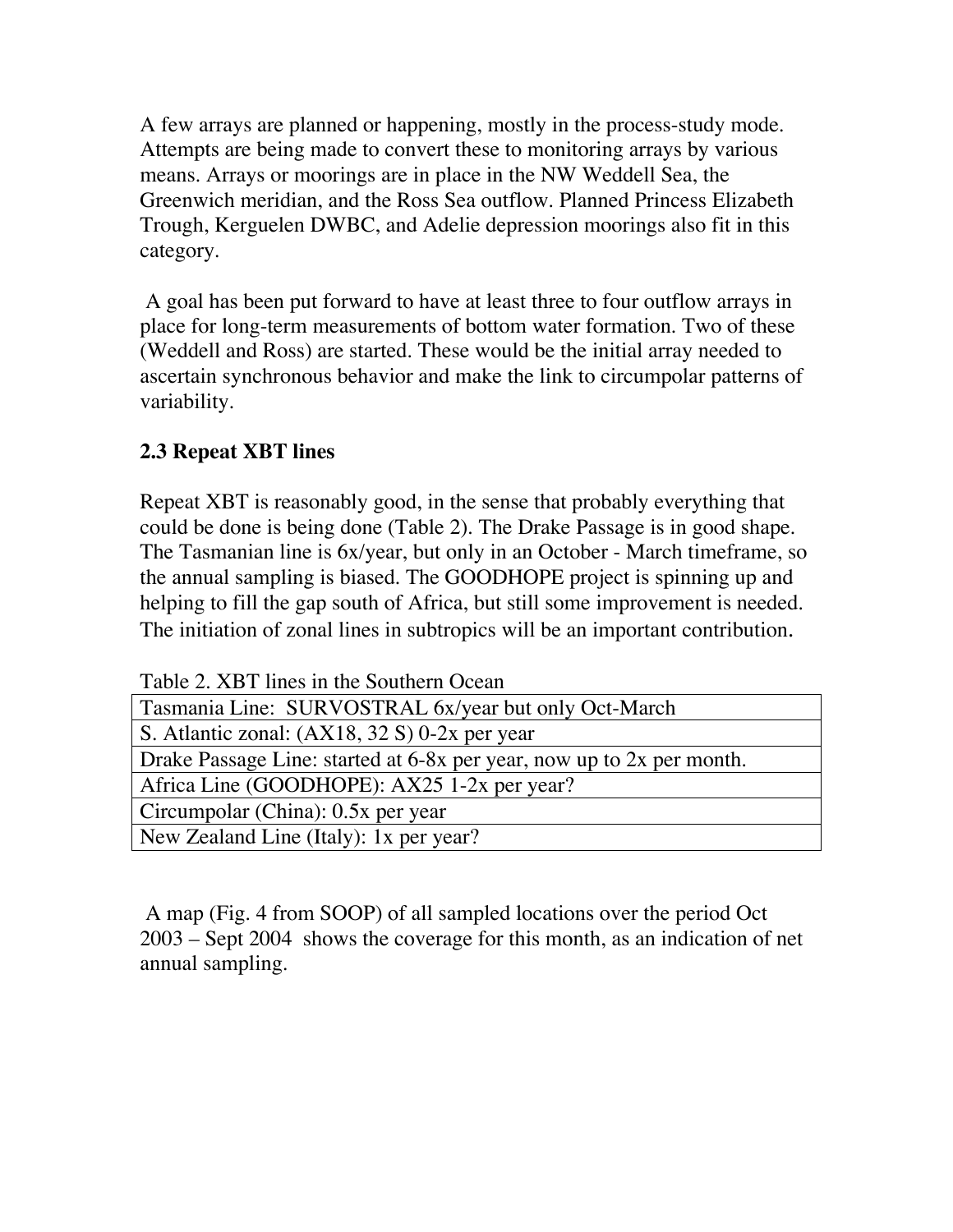A few arrays are planned or happening, mostly in the process-study mode. Attempts are being made to convert these to monitoring arrays by various means. Arrays or moorings are in place in the NW Weddell Sea, the Greenwich meridian, and the Ross Sea outflow. Planned Princess Elizabeth Trough, Kerguelen DWBC, and Adelie depression moorings also fit in this category.

A goal has been put forward to have at least three to four outflow arrays in place for long-term measurements of bottom water formation. Two of these (Weddell and Ross) are started. These would be the initial array needed to ascertain synchronous behavior and make the link to circumpolar patterns of variability.

### 2.3 Repeat XBT lines

Repeat XBT is reasonably good, in the sense that probably everything that could be done is being done (Table 2). The Drake Passage is in good shape. The Tasmanian line is 6x/year, but only in an October - March timeframe, so the annual sampling is biased. The GOODHOPE project is spinning up and helping to fill the gap south of Africa, but still some improvement is needed. The initiation of zonal lines in subtropics will be an important contribution.

Table 2. XBT lines in the Southern Ocean

| |
|---|
| Tasmania Line: SURVOSTRAL 6x/year but only Oct-March |
| S. Atlantic zonal: (AX18, 32 S) 0-2x per year |
| Drake Passage Line: started at 6-8x per year, now up to 2x per month. |
| Africa Line (GOODHOPE): AX25 1-2x per year? |
| Circumpolar (China): 0.5x per year |
| New Zealand Line (Italy): 1x per year? |

A map (Fig. 4 from SOOP) of all sampled locations over the period Oct 2003 – Sept 2004 shows the coverage for this month, as an indication of net annual sampling.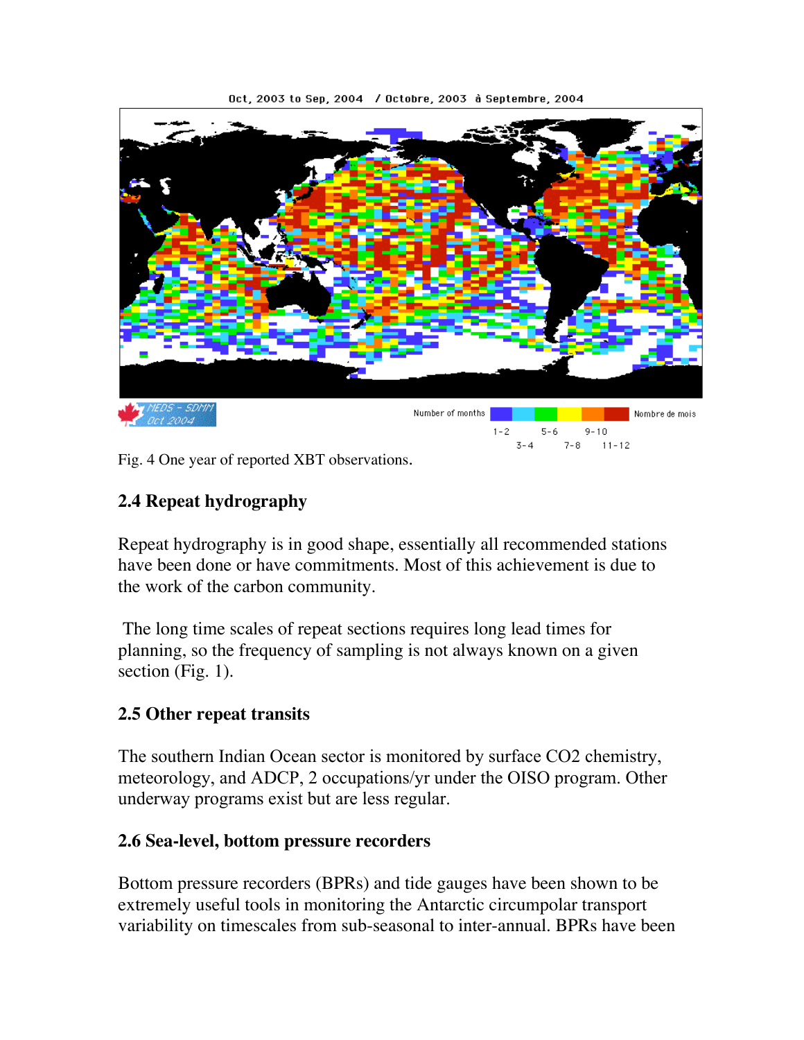Fig. 4 One year of reported XBT observations.

## 2.4 Repeat hydrography

Repeat hydrography is in good shape, essentially all recommended stations have been done or have commitments. Most of this achievement is due to the work of the carbon community.

The long time scales of repeat sections requires long lead times for planning, so the frequency of sampling is not always known on a given section (Fig. 1).

## 2.5 Other repeat transits

The southern Indian Ocean sector is monitored by surface $CO_2$ chemistry, meteorology, and ADCP, 2 occupations/yr under the OISO program. Other underway programs exist but are less regular.

## 2.6 Sea-level, bottom pressure recorders

Bottom pressure recorders (BPRs) and tide gauges have been shown to be extremely useful tools in monitoring the Antarctic circumpolar transport variability on timescales from sub-seasonal to inter-annual. BPRs have been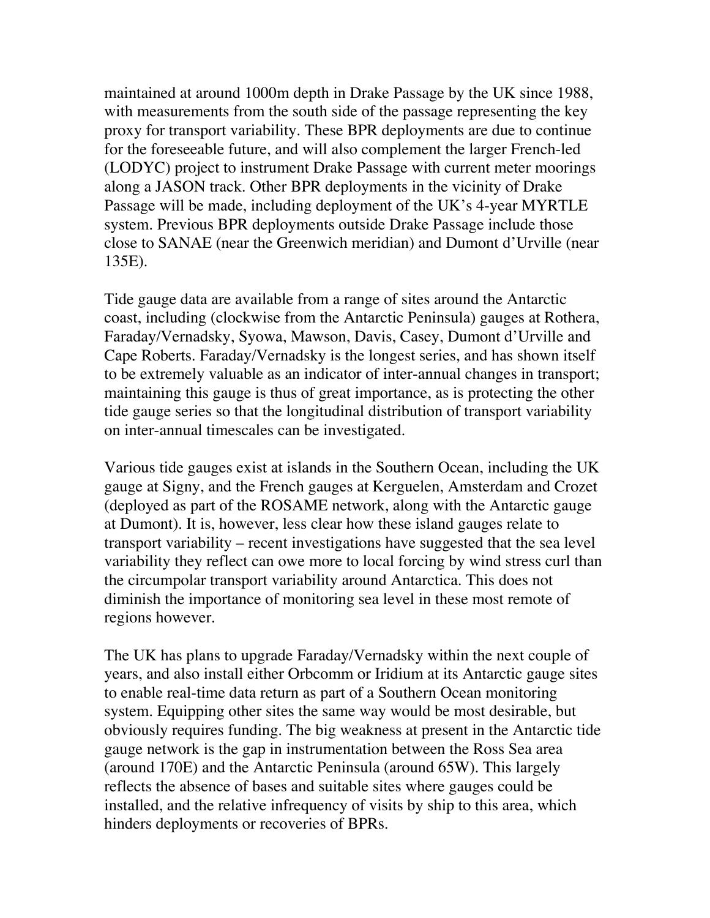maintained at around 1000m depth in Drake Passage by the UK since 1988, with measurements from the south side of the passage representing the key proxy for transport variability. These BPR deployments are due to continue for the foreseeable future, and will also complement the larger French-led (LODYC) project to instrument Drake Passage with current meter moorings along a JASON track. Other BPR deployments in the vicinity of Drake Passage will be made, including deployment of the UK's 4-year MYRTLE system. Previous BPR deployments outside Drake Passage include those close to SANAE (near the Greenwich meridian) and Dumont d'Urville (near 135E).

Tide gauge data are available from a range of sites around the Antarctic coast, including (clockwise from the Antarctic Peninsula) gauges at Rothera, Faraday/Vernadsky, Syowa, Mawson, Davis, Casey, Dumont d'Urville and Cape Roberts. Faraday/Vernadsky is the longest series, and has shown itself to be extremely valuable as an indicator of inter-annual changes in transport; maintaining this gauge is thus of great importance, as is protecting the other tide gauge series so that the longitudinal distribution of transport variability on inter-annual timescales can be investigated.

Various tide gauges exist at islands in the Southern Ocean, including the UK gauge at Signy, and the French gauges at Kerguelen, Amsterdam and Crozet (deployed as part of the ROSAME network, along with the Antarctic gauge at Dumont). It is, however, less clear how these island gauges relate to transport variability – recent investigations have suggested that the sea level variability they reflect can owe more to local forcing by wind stress curl than the circumpolar transport variability around Antarctica. This does not diminish the importance of monitoring sea level in these most remote of regions however.

The UK has plans to upgrade Faraday/Vernadsky within the next couple of years, and also install either Orbcomm or Iridium at its Antarctic gauge sites to enable real-time data return as part of a Southern Ocean monitoring system. Equipping other sites the same way would be most desirable, but obviously requires funding. The big weakness at present in the Antarctic tide gauge network is the gap in instrumentation between the Ross Sea area (around 170E) and the Antarctic Peninsula (around 65W). This largely reflects the absence of bases and suitable sites where gauges could be installed, and the relative infrequency of visits by ship to this area, which hinders deployments or recoveries of BPRs.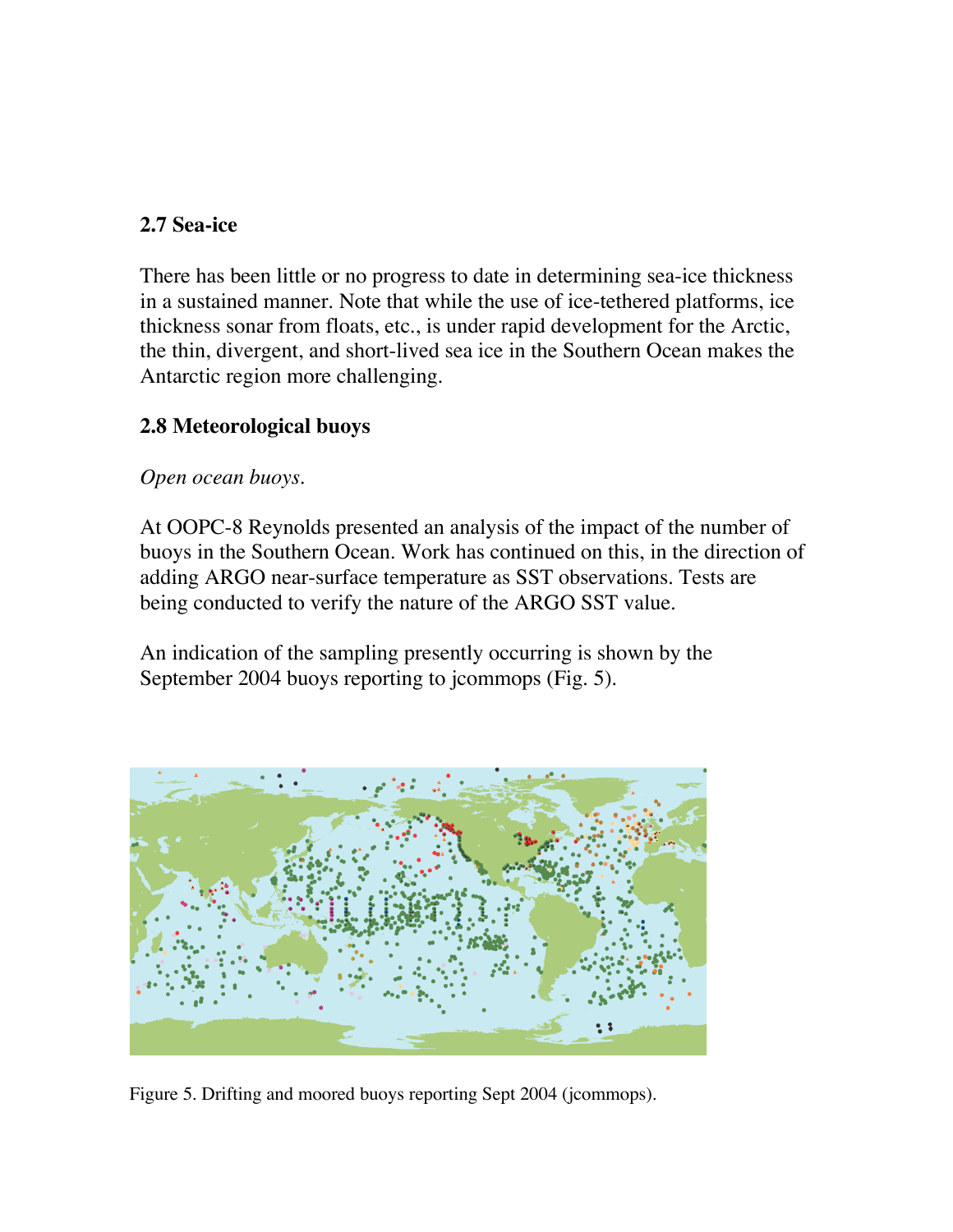### 2.7 Sea-ice

There has been little or no progress to date in determining sea-ice thickness in a sustained manner. Note that while the use of ice-tethered platforms, ice thickness sonar from floats, etc., is under rapid development for the Arctic, the thin, divergent, and short-lived sea ice in the Southern Ocean makes the Antarctic region more challenging.

### 2.8 Meteorological buoys

*Open ocean buoys.*

At OOPC-8 Reynolds presented an analysis of the impact of the number of buoys in the Southern Ocean. Work has continued on this, in the direction of adding ARGO near-surface temperature as SST observations. Tests are being conducted to verify the nature of the ARGO SST value.

An indication of the sampling presently occurring is shown by the September 2004 buoys reporting to jcommops (Fig. 5).

Figure 5. Drifting and moored buoys reporting Sept 2004 (jcommops).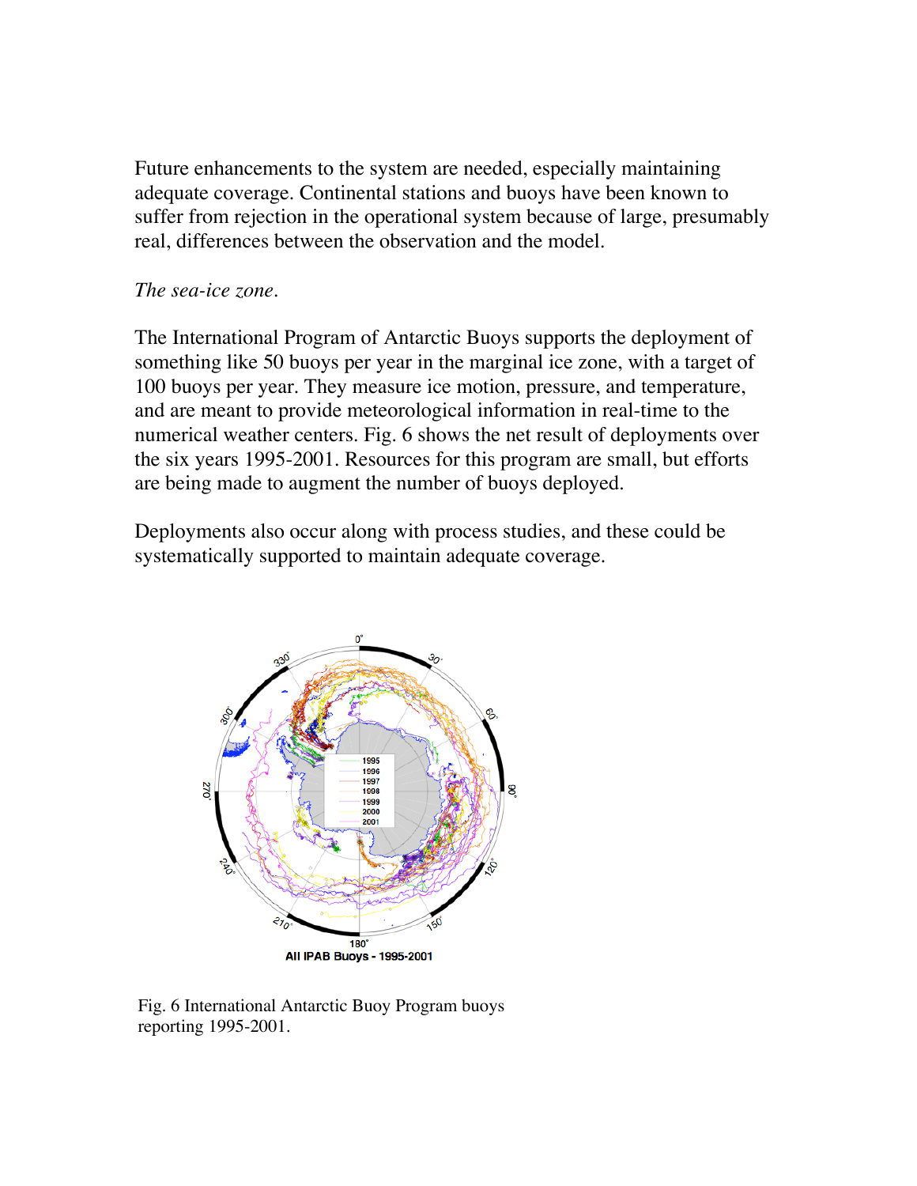Future enhancements to the system are needed, especially maintaining adequate coverage. Continental stations and buoys have been known to suffer from rejection in the operational system because of large, presumably real, differences between the observation and the model.

*The sea-ice zone.*

The International Program of Antarctic Buoys supports the deployment of something like 50 buoys per year in the marginal ice zone, with a target of 100 buoys per year. They measure ice motion, pressure, and temperature, and are meant to provide meteorological information in real-time to the numerical weather centers. Fig. 6 shows the net result of deployments over the six years 1995-2001. Resources for this program are small, but efforts are being made to augment the number of buoys deployed.

Deployments also occur along with process studies, and these could be systematically supported to maintain adequate coverage.

Fig. 6 International Antarctic Buoy Program buoys reporting 1995-2001.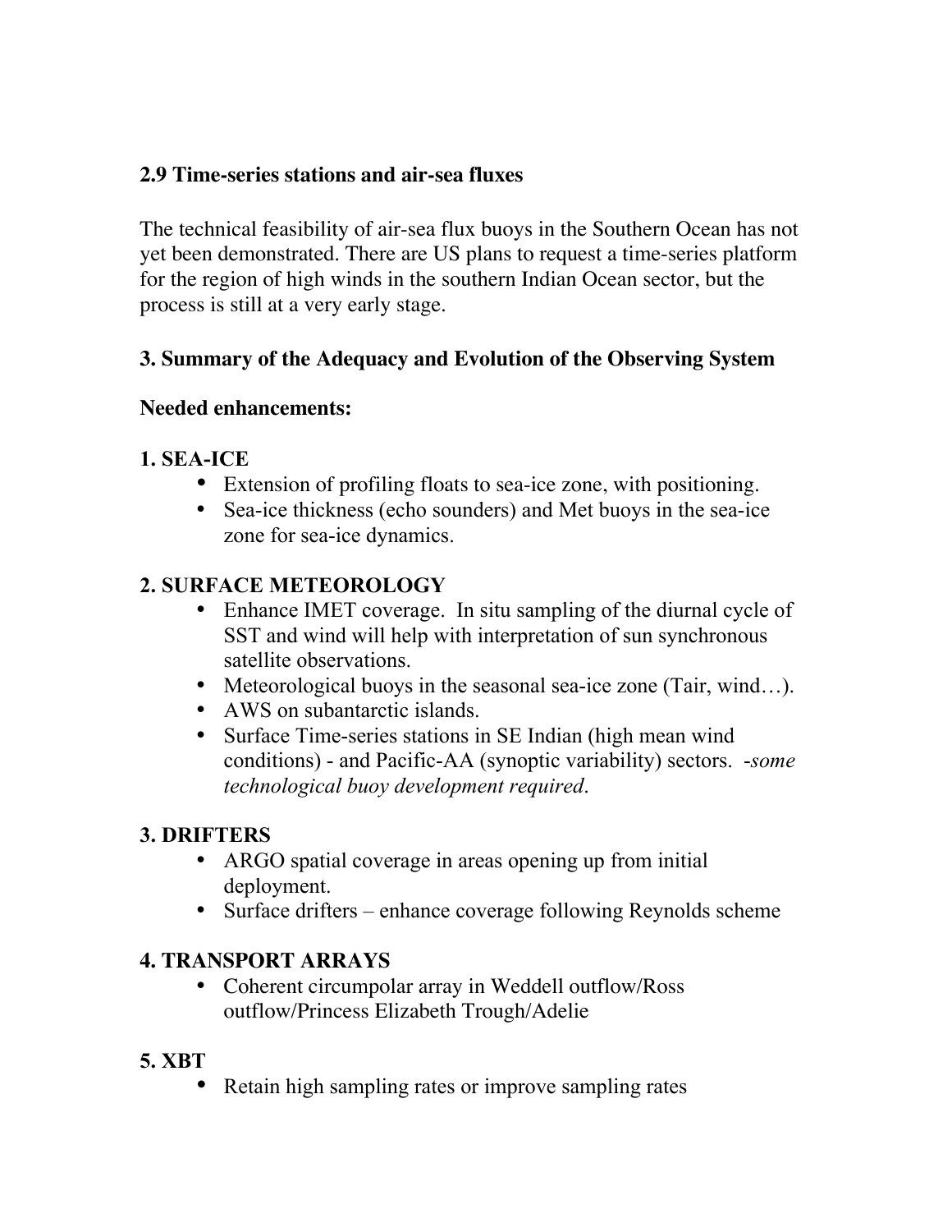### 2.9 Time-series stations and air-sea fluxes

The technical feasibility of air-sea flux buoys in the Southern Ocean has not yet been demonstrated. There are US plans to request a time-series platform for the region of high winds in the southern Indian Ocean sector, but the process is still at a very early stage.

## 3. Summary of the Adequacy and Evolution of the Observing System

### Needed enhancements:

#### 1. SEA-ICE

- Extension of profiling floats to sea-ice zone, with positioning.
- Sea-ice thickness (echo sounders) and Met buoys in the sea-ice zone for sea-ice dynamics.

#### 2. SURFACE METEOROLOGY

- Enhance IMET coverage. In situ sampling of the diurnal cycle of SST and wind will help with interpretation of sun synchronous satellite observations.
- Meteorological buoys in the seasonal sea-ice zone (Tair, wind…).
- AWS on subantarctic islands.
- Surface Time-series stations in SE Indian (high mean wind conditions) - and Pacific-AA (synoptic variability) sectors. -*some technological buoy development required*.

#### 3. DRIFTERS

- ARGO spatial coverage in areas opening up from initial deployment.
- Surface drifters – enhance coverage following Reynolds scheme

#### 4. TRANSPORT ARRAYS

- Coherent circumpolar array in Weddell outflow/Ross outflow/Princess Elizabeth Trough/Adelie

#### 5. XBT

- Retain high sampling rates or improve sampling rates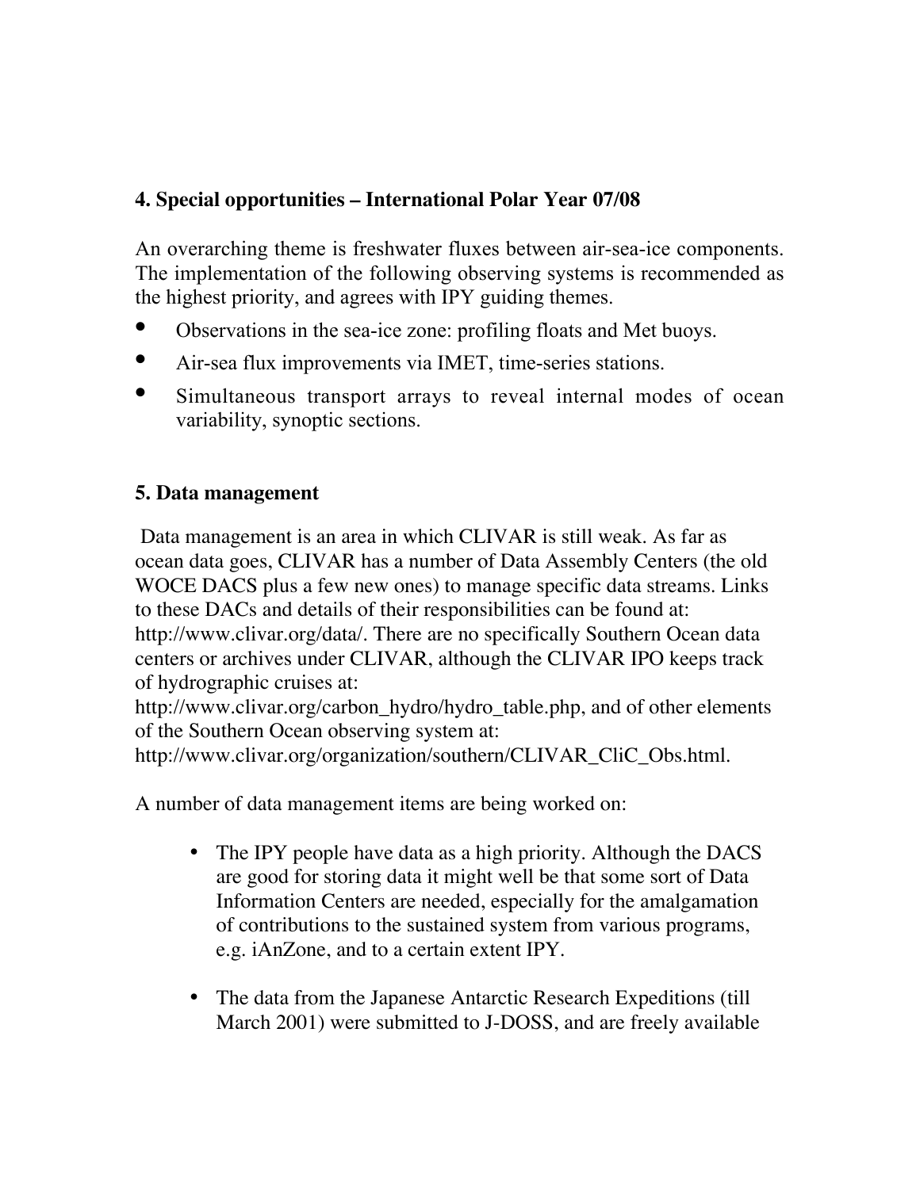## 4. Special opportunities – International Polar Year 07/08

An overarching theme is freshwater fluxes between air-sea-ice components. The implementation of the following observing systems is recommended as the highest priority, and agrees with IPY guiding themes.

- Observations in the sea-ice zone: profiling floats and Met buoys.
- Air-sea flux improvements via IMET, time-series stations.
- Simultaneous transport arrays to reveal internal modes of ocean variability, synoptic sections.

## 5. Data management

Data management is an area in which CLIVAR is still weak. As far as ocean data goes, CLIVAR has a number of Data Assembly Centers (the old WOCE DACS plus a few new ones) to manage specific data streams. Links to these DACs and details of their responsibilities can be found at: http://www.clivar.org/data/. There are no specifically Southern Ocean data centers or archives under CLIVAR, although the CLIVAR IPO keeps track of hydrographic cruises at: http://www.clivar.org/carbon_hydro/hydro_table.php, and of other elements of the Southern Ocean observing system at: http://www.clivar.org/organization/southern/CLIVAR_CliC_Obs.html.

A number of data management items are being worked on:

- The IPY people have data as a high priority. Although the DACS are good for storing data it might well be that some sort of Data Information Centers are needed, especially for the amalgamation of contributions to the sustained system from various programs, e.g. iAnZone, and to a certain extent IPY.

- The data from the Japanese Antarctic Research Expeditions (till March 2001) were submitted to J-DOSS, and are freely available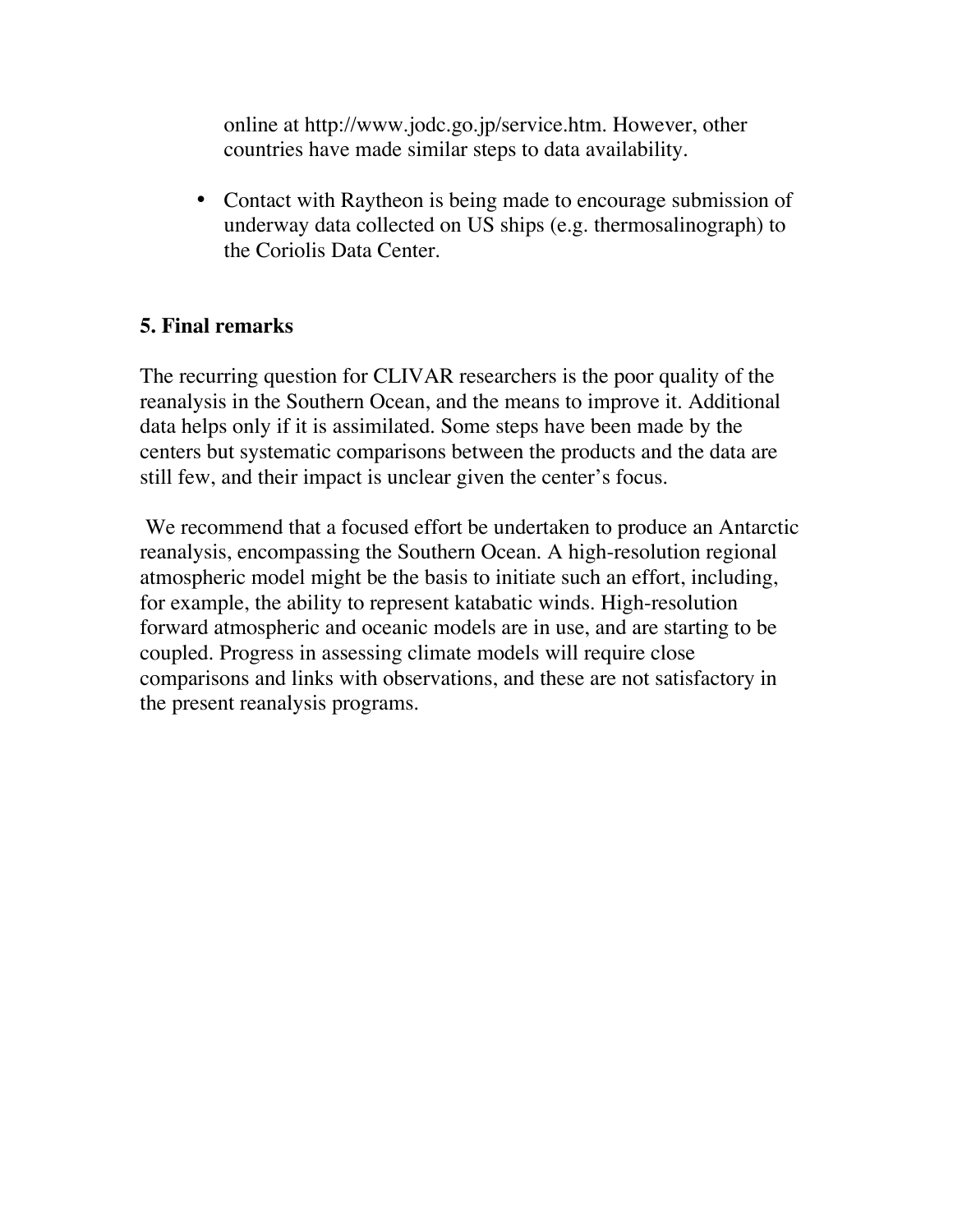online at http://www.jodc.go.jp/service.htm. However, other countries have made similar steps to data availability.

- Contact with Raytheon is being made to encourage submission of underway data collected on US ships (e.g. thermosalinograph) to the Coriolis Data Center.

## 5. Final remarks

The recurring question for CLIVAR researchers is the poor quality of the reanalysis in the Southern Ocean, and the means to improve it. Additional data helps only if it is assimilated. Some steps have been made by the centers but systematic comparisons between the products and the data are still few, and their impact is unclear given the center's focus.

We recommend that a focused effort be undertaken to produce an Antarctic reanalysis, encompassing the Southern Ocean. A high-resolution regional atmospheric model might be the basis to initiate such an effort, including, for example, the ability to represent katabatic winds. High-resolution forward atmospheric and oceanic models are in use, and are starting to be coupled. Progress in assessing climate models will require close comparisons and links with observations, and these are not satisfactory in the present reanalysis programs.